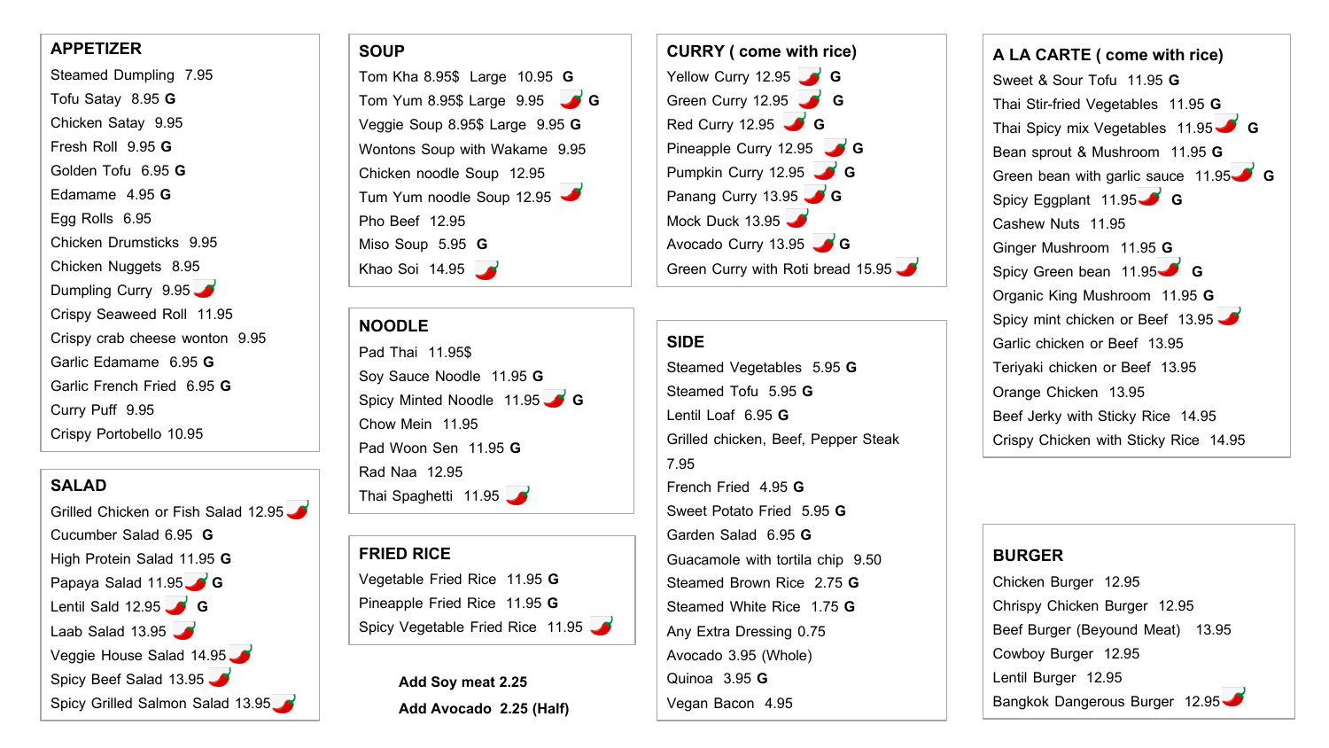## APPETIZER

- Steamed Dumpling 7.95
- Tofu Satay 8.95 **G**
- Chicken Satay 9.95
- Fresh Roll 9.95 **G**
- Golden Tofu 6.95 **G**
- Edamame 4.95 **G**
- Egg Rolls 6.95
- Chicken Drumsticks 9.95
- Chicken Nuggets 8.95
- Dumpling Curry 9.95 🌶️
- Crispy Seaweed Roll 11.95
- Crispy crab cheese wonton 9.95
- Garlic Edamame 6.95 **G**
- Garlic French Fried 6.95 **G**
- Curry Puff 9.95
- Crispy Portobello 10.95

## SALAD

- Grilled Chicken or Fish Salad 12.95 🌶️
- Cucumber Salad 6.95 **G**
- High Protein Salad 11.95 **G**
- Papaya Salad 11.95 🌶️ **G**
- Lentil Sald 12.95 🌶️ **G**
- Laab Salad 13.95 🌶️
- Veggie House Salad 14.95 🌶️
- Spicy Beef Salad 13.95 🌶️
- Spicy Grilled Salmon Salad 13.95 🌶️

## SOUP

- Tom Kha 8.95$ Large 10.95 **G**
- Tom Yum 8.95$ Large 9.95 🌶️ **G**
- Veggie Soup 8.95$ Large 9.95 **G**
- Wontons Soup with Wakame 9.95
- Chicken noodle Soup 12.95
- Tum Yum noodle Soup 12.95 🌶️
- Pho Beef 12.95
- Miso Soup 5.95 **G**
- Khao Soi 14.95 🌶️

## NOODLE

- Pad Thai 11.95$
- Soy Sauce Noodle 11.95 **G**
- Spicy Minted Noodle 11.95 🌶️ **G**
- Chow Mein 11.95
- Pad Woon Sen 11.95 **G**
- Rad Naa 12.95
- Thai Spaghetti 11.95 🌶️

## FRIED RICE

- Vegetable Fried Rice 11.95 **G**
- Pineapple Fried Rice 11.95 **G**
- Spicy Vegetable Fried Rice 11.95 🌶️

**Add Soy meat 2.25**

**Add Avocado 2.25 (Half)**

## CURRY ( come with rice)

- Yellow Curry 12.95 🌶️ **G**
- Green Curry 12.95 🌶️ **G**
- Red Curry 12.95 🌶️ **G**
- Pineapple Curry 12.95 🌶️ **G**
- Pumpkin Curry 12.95 🌶️ **G**
- Panang Curry 13.95 🌶️ **G**
- Mock Duck 13.95 🌶️
- Avocado Curry 13.95 🌶️ **G**
- Green Curry with Roti bread 15.95 🌶️

## SIDE

- Steamed Vegetables 5.95 **G**
- Steamed Tofu 5.95 **G**
- Lentil Loaf 6.95 **G**
- Grilled chicken, Beef, Pepper Steak 7.95
- French Fried 4.95 **G**
- Sweet Potato Fried 5.95 **G**
- Garden Salad 6.95 **G**
- Guacamole with tortila chip 9.50
- Steamed Brown Rice 2.75 **G**
- Steamed White Rice 1.75 **G**
- Any Extra Dressing 0.75
- Avocado 3.95 (Whole)
- Quinoa 3.95 **G**
- Vegan Bacon 4.95

## A LA CARTE ( come with rice)

- Sweet & Sour Tofu 11.95 **G**
- Thai Stir-fried Vegetables 11.95 **G**
- Thai Spicy mix Vegetables 11.95 🌶️ **G**
- Bean sprout & Mushroom 11.95 **G**
- Green bean with garlic sauce 11.95 🌶️ **G**
- Spicy Eggplant 11.95 🌶️ **G**
- Cashew Nuts 11.95
- Ginger Mushroom 11.95 **G**
- Spicy Green bean 11.95 🌶️ **G**
- Organic King Mushroom 11.95 **G**
- Spicy mint chicken or Beef 13.95 🌶️
- Garlic chicken or Beef 13.95
- Teriyaki chicken or Beef 13.95
- Orange Chicken 13.95
- Beef Jerky with Sticky Rice 14.95
- Crispy Chicken with Sticky Rice 14.95

## BURGER

- Chicken Burger 12.95
- Chrispy Chicken Burger 12.95
- Beef Burger (Beyound Meat) 13.95
- Cowboy Burger 12.95
- Lentil Burger 12.95
- Bangkok Dangerous Burger 12.95 🌶️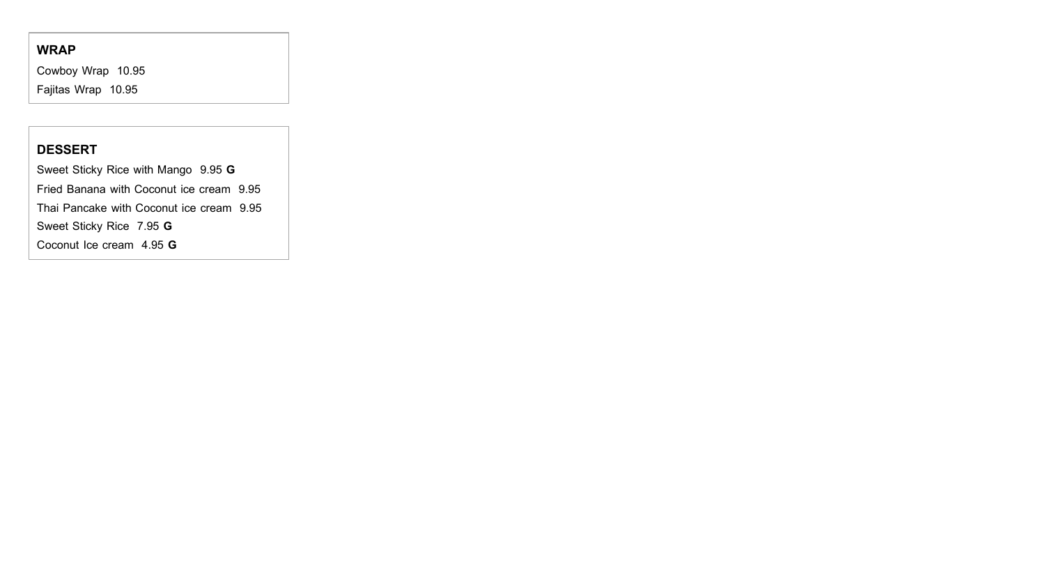## WRAP

Cowboy Wrap 10.95

Fajitas Wrap 10.95

## DESSERT

Sweet Sticky Rice with Mango 9.95 **G**

Fried Banana with Coconut ice cream 9.95

Thai Pancake with Coconut ice cream 9.95

Sweet Sticky Rice 7.95 **G**

Coconut Ice cream 4.95 **G**